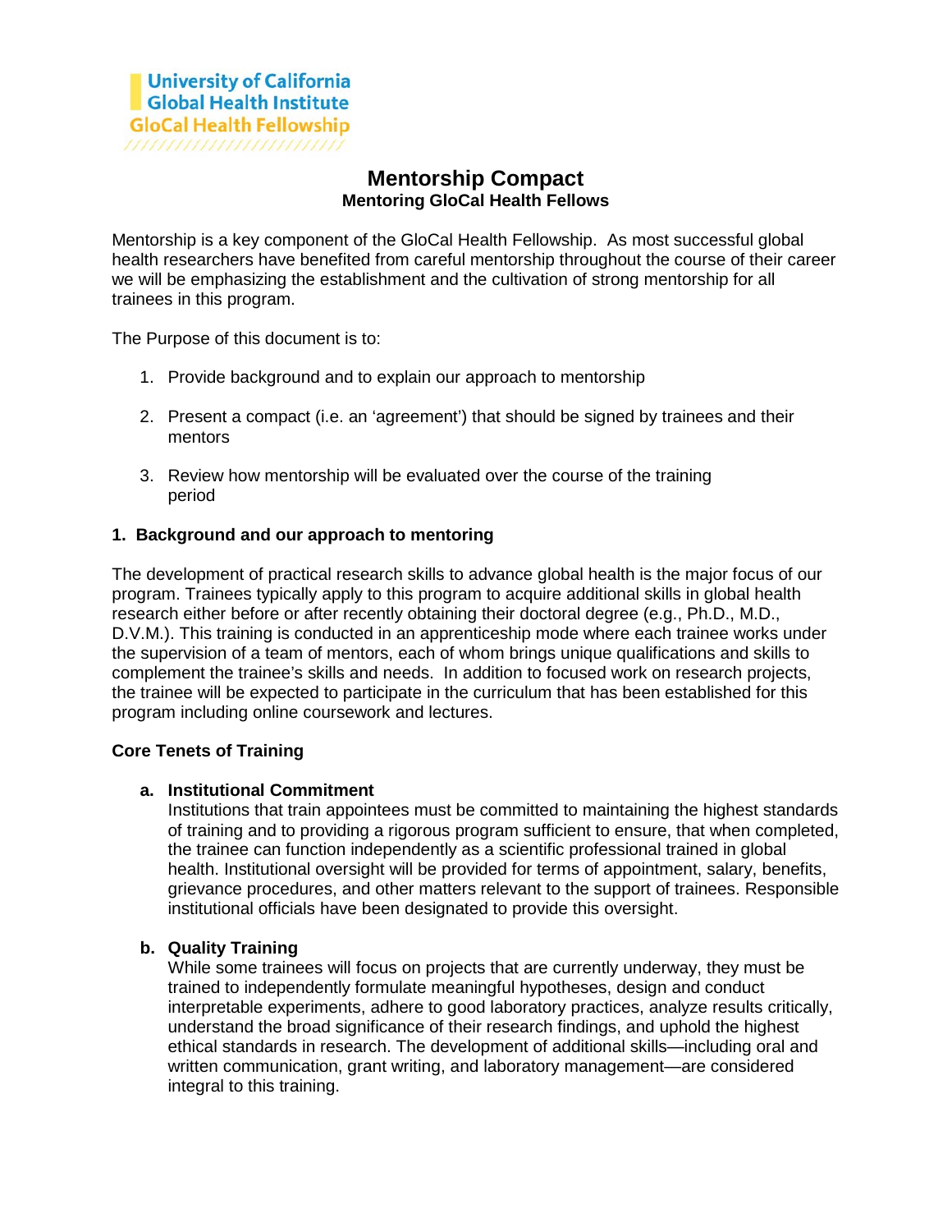University of California
Global Health Institute
GloCal Health Fellowship

# Mentorship Compact

## Mentoring GloCal Health Fellows

Mentorship is a key component of the GloCal Health Fellowship. As most successful global health researchers have benefited from careful mentorship throughout the course of their career we will be emphasizing the establishment and the cultivation of strong mentorship for all trainees in this program.

The Purpose of this document is to:

1. Provide background and to explain our approach to mentorship

2. Present a compact (i.e. an 'agreement') that should be signed by trainees and their mentors

3. Review how mentorship will be evaluated over the course of the training period

### 1. Background and our approach to mentoring

The development of practical research skills to advance global health is the major focus of our program. Trainees typically apply to this program to acquire additional skills in global health research either before or after recently obtaining their doctoral degree (e.g., Ph.D., M.D., D.V.M.). This training is conducted in an apprenticeship mode where each trainee works under the supervision of a team of mentors, each of whom brings unique qualifications and skills to complement the trainee's skills and needs. In addition to focused work on research projects, the trainee will be expected to participate in the curriculum that has been established for this program including online coursework and lectures.

**Core Tenets of Training**

a. **Institutional Commitment**
Institutions that train appointees must be committed to maintaining the highest standards of training and to providing a rigorous program sufficient to ensure, that when completed, the trainee can function independently as a scientific professional trained in global health. Institutional oversight will be provided for terms of appointment, salary, benefits, grievance procedures, and other matters relevant to the support of trainees. Responsible institutional officials have been designated to provide this oversight.

b. **Quality Training**
While some trainees will focus on projects that are currently underway, they must be trained to independently formulate meaningful hypotheses, design and conduct interpretable experiments, adhere to good laboratory practices, analyze results critically, understand the broad significance of their research findings, and uphold the highest ethical standards in research. The development of additional skills—including oral and written communication, grant writing, and laboratory management—are considered integral to this training.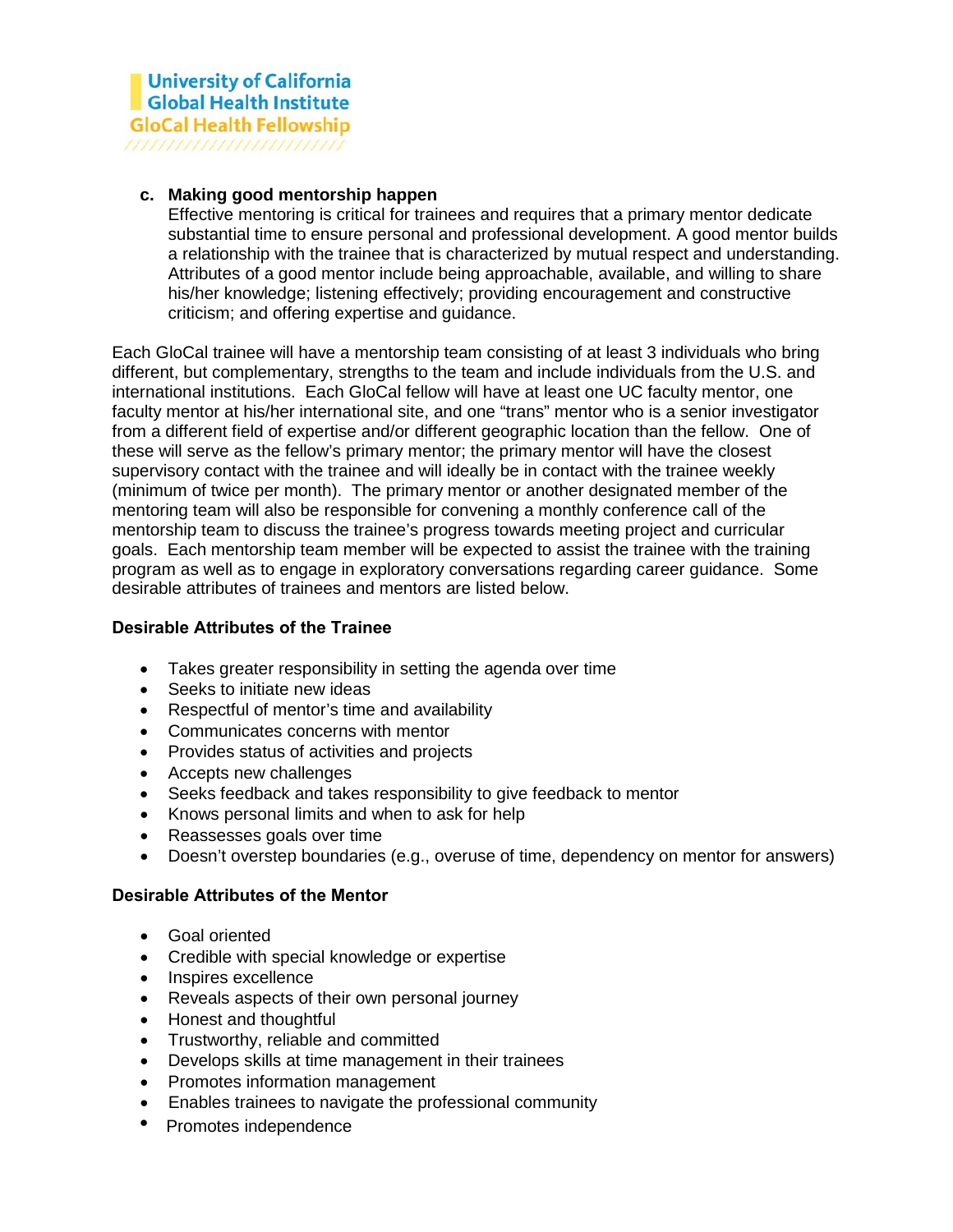**c. Making good mentorship happen**

Effective mentoring is critical for trainees and requires that a primary mentor dedicate substantial time to ensure personal and professional development. A good mentor builds a relationship with the trainee that is characterized by mutual respect and understanding. Attributes of a good mentor include being approachable, available, and willing to share his/her knowledge; listening effectively; providing encouragement and constructive criticism; and offering expertise and guidance.

Each GloCal trainee will have a mentorship team consisting of at least 3 individuals who bring different, but complementary, strengths to the team and include individuals from the U.S. and international institutions. Each GloCal fellow will have at least one UC faculty mentor, one faculty mentor at his/her international site, and one "trans" mentor who is a senior investigator from a different field of expertise and/or different geographic location than the fellow. One of these will serve as the fellow's primary mentor; the primary mentor will have the closest supervisory contact with the trainee and will ideally be in contact with the trainee weekly (minimum of twice per month). The primary mentor or another designated member of the mentoring team will also be responsible for convening a monthly conference call of the mentorship team to discuss the trainee's progress towards meeting project and curricular goals. Each mentorship team member will be expected to assist the trainee with the training program as well as to engage in exploratory conversations regarding career guidance. Some desirable attributes of trainees and mentors are listed below.

**Desirable Attributes of the Trainee**

- Takes greater responsibility in setting the agenda over time
- Seeks to initiate new ideas
- Respectful of mentor's time and availability
- Communicates concerns with mentor
- Provides status of activities and projects
- Accepts new challenges
- Seeks feedback and takes responsibility to give feedback to mentor
- Knows personal limits and when to ask for help
- Reassesses goals over time
- Doesn't overstep boundaries (e.g., overuse of time, dependency on mentor for answers)

**Desirable Attributes of the Mentor**

- Goal oriented
- Credible with special knowledge or expertise
- Inspires excellence
- Reveals aspects of their own personal journey
- Honest and thoughtful
- Trustworthy, reliable and committed
- Develops skills at time management in their trainees
- Promotes information management
- Enables trainees to navigate the professional community
- Promotes independence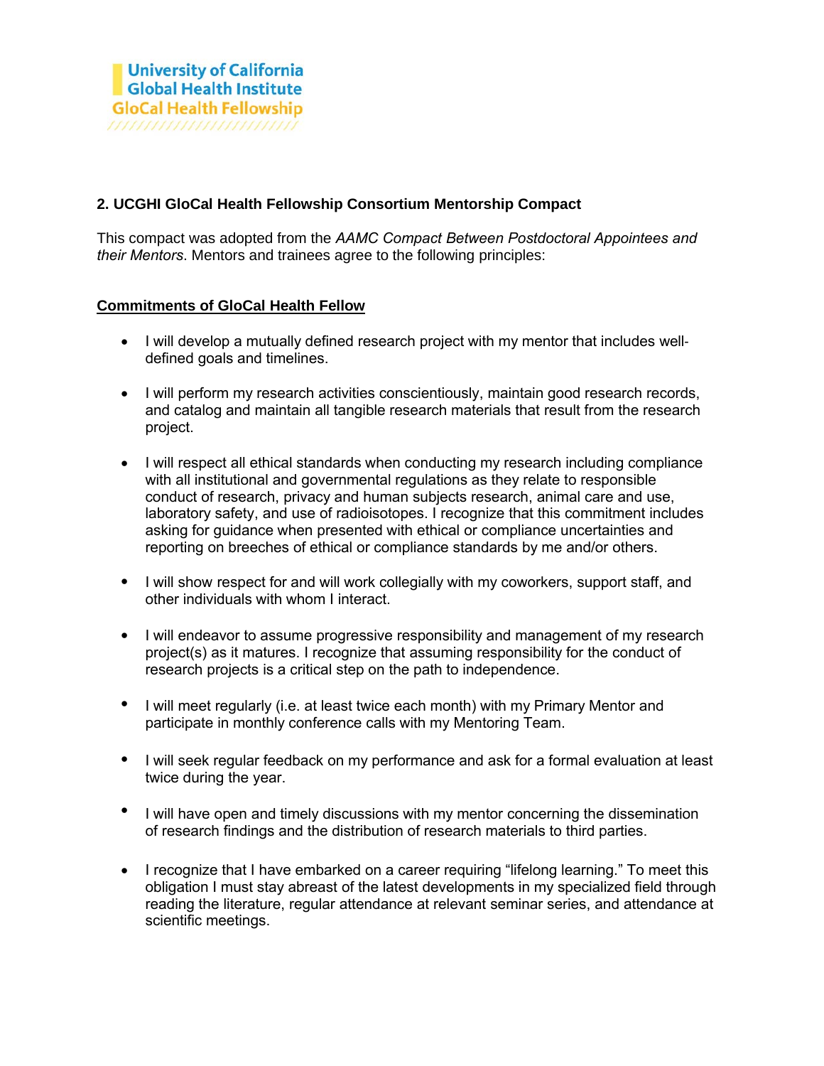University of California
Global Health Institute
GloCal Health Fellowship

## 2. UCGHI GloCal Health Fellowship Consortium Mentorship Compact

This compact was adopted from the *AAMC Compact Between Postdoctoral Appointees and their Mentors*. Mentors and trainees agree to the following principles:

**Commitments of GloCal Health Fellow**

- I will develop a mutually defined research project with my mentor that includes well-defined goals and timelines.
- I will perform my research activities conscientiously, maintain good research records, and catalog and maintain all tangible research materials that result from the research project.
- I will respect all ethical standards when conducting my research including compliance with all institutional and governmental regulations as they relate to responsible conduct of research, privacy and human subjects research, animal care and use, laboratory safety, and use of radioisotopes. I recognize that this commitment includes asking for guidance when presented with ethical or compliance uncertainties and reporting on breeches of ethical or compliance standards by me and/or others.
- I will show respect for and will work collegially with my coworkers, support staff, and other individuals with whom I interact.
- I will endeavor to assume progressive responsibility and management of my research project(s) as it matures. I recognize that assuming responsibility for the conduct of research projects is a critical step on the path to independence.
- I will meet regularly (i.e. at least twice each month) with my Primary Mentor and participate in monthly conference calls with my Mentoring Team.
- I will seek regular feedback on my performance and ask for a formal evaluation at least twice during the year.
- I will have open and timely discussions with my mentor concerning the dissemination of research findings and the distribution of research materials to third parties.
- I recognize that I have embarked on a career requiring "lifelong learning." To meet this obligation I must stay abreast of the latest developments in my specialized field through reading the literature, regular attendance at relevant seminar series, and attendance at scientific meetings.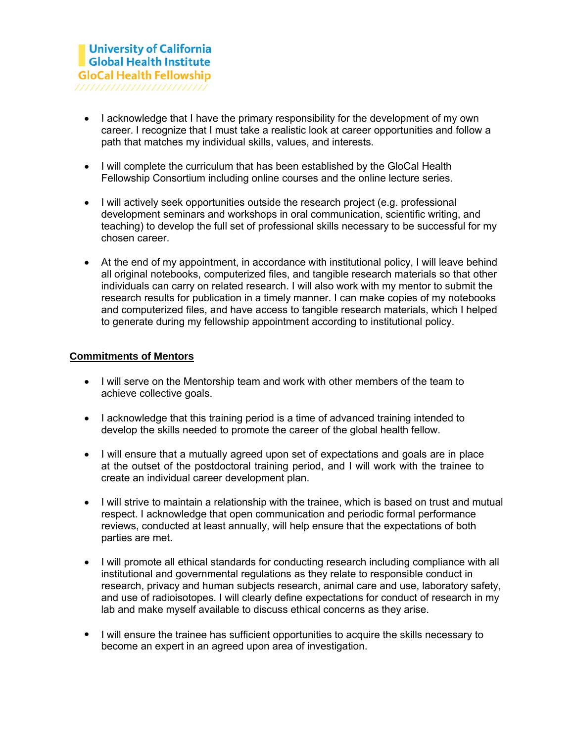- I acknowledge that I have the primary responsibility for the development of my own career. I recognize that I must take a realistic look at career opportunities and follow a path that matches my individual skills, values, and interests.

- I will complete the curriculum that has been established by the GloCal Health Fellowship Consortium including online courses and the online lecture series.

- I will actively seek opportunities outside the research project (e.g. professional development seminars and workshops in oral communication, scientific writing, and teaching) to develop the full set of professional skills necessary to be successful for my chosen career.

- At the end of my appointment, in accordance with institutional policy, I will leave behind all original notebooks, computerized files, and tangible research materials so that other individuals can carry on related research. I will also work with my mentor to submit the research results for publication in a timely manner. I can make copies of my notebooks and computerized files, and have access to tangible research materials, which I helped to generate during my fellowship appointment according to institutional policy.

## Commitments of Mentors

- I will serve on the Mentorship team and work with other members of the team to achieve collective goals.

- I acknowledge that this training period is a time of advanced training intended to develop the skills needed to promote the career of the global health fellow.

- I will ensure that a mutually agreed upon set of expectations and goals are in place at the outset of the postdoctoral training period, and I will work with the trainee to create an individual career development plan.

- I will strive to maintain a relationship with the trainee, which is based on trust and mutual respect. I acknowledge that open communication and periodic formal performance reviews, conducted at least annually, will help ensure that the expectations of both parties are met.

- I will promote all ethical standards for conducting research including compliance with all institutional and governmental regulations as they relate to responsible conduct in research, privacy and human subjects research, animal care and use, laboratory safety, and use of radioisotopes. I will clearly define expectations for conduct of research in my lab and make myself available to discuss ethical concerns as they arise.

- I will ensure the trainee has sufficient opportunities to acquire the skills necessary to become an expert in an agreed upon area of investigation.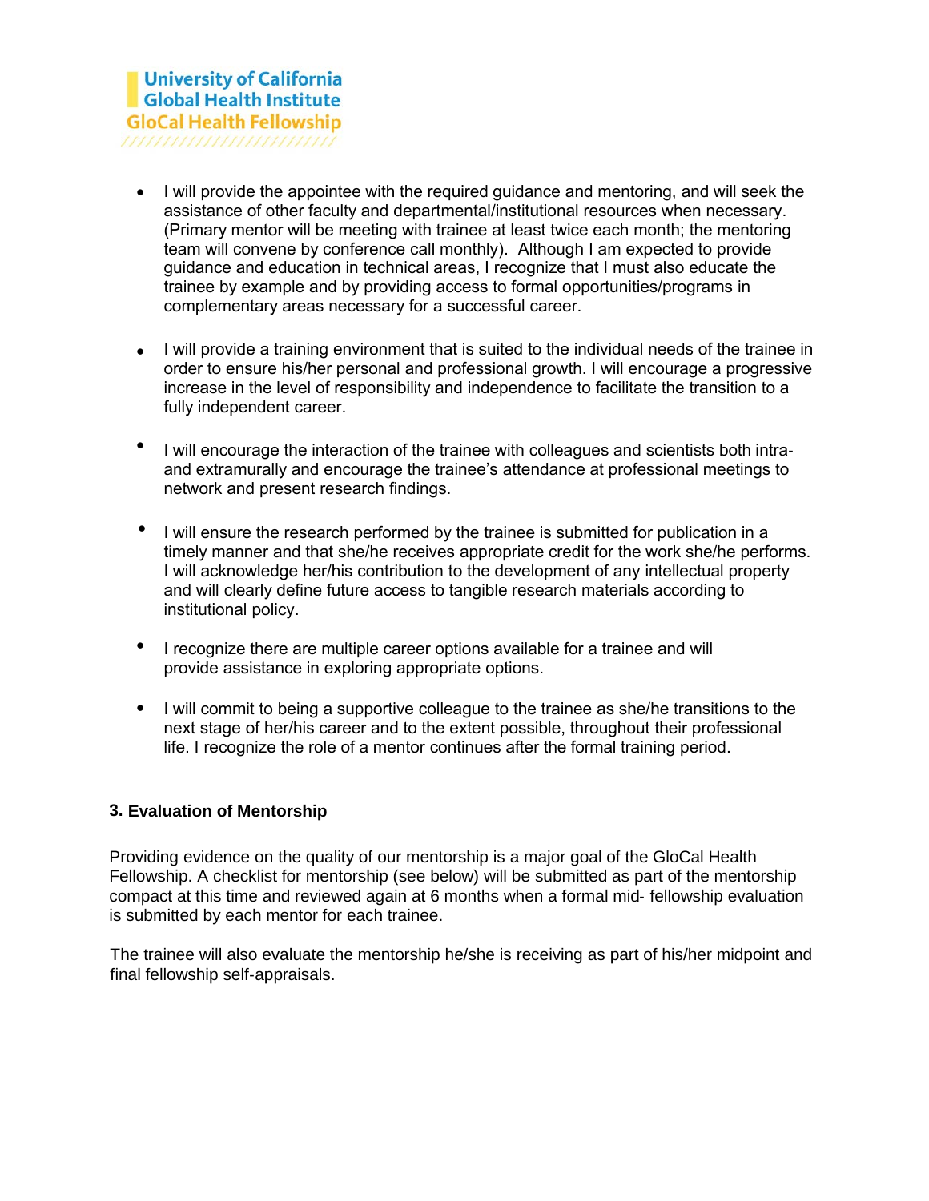- I will provide the appointee with the required guidance and mentoring, and will seek the assistance of other faculty and departmental/institutional resources when necessary. (Primary mentor will be meeting with trainee at least twice each month; the mentoring team will convene by conference call monthly). Although I am expected to provide guidance and education in technical areas, I recognize that I must also educate the trainee by example and by providing access to formal opportunities/programs in complementary areas necessary for a successful career.

- I will provide a training environment that is suited to the individual needs of the trainee in order to ensure his/her personal and professional growth. I will encourage a progressive increase in the level of responsibility and independence to facilitate the transition to a fully independent career.

- I will encourage the interaction of the trainee with colleagues and scientists both intra- and extramurally and encourage the trainee's attendance at professional meetings to network and present research findings.

- I will ensure the research performed by the trainee is submitted for publication in a timely manner and that she/he receives appropriate credit for the work she/he performs. I will acknowledge her/his contribution to the development of any intellectual property and will clearly define future access to tangible research materials according to institutional policy.

- I recognize there are multiple career options available for a trainee and will provide assistance in exploring appropriate options.

- I will commit to being a supportive colleague to the trainee as she/he transitions to the next stage of her/his career and to the extent possible, throughout their professional life. I recognize the role of a mentor continues after the formal training period.

### 3. Evaluation of Mentorship

Providing evidence on the quality of our mentorship is a major goal of the GloCal Health Fellowship. A checklist for mentorship (see below) will be submitted as part of the mentorship compact at this time and reviewed again at 6 months when a formal mid- fellowship evaluation is submitted by each mentor for each trainee.

The trainee will also evaluate the mentorship he/she is receiving as part of his/her midpoint and final fellowship self-appraisals.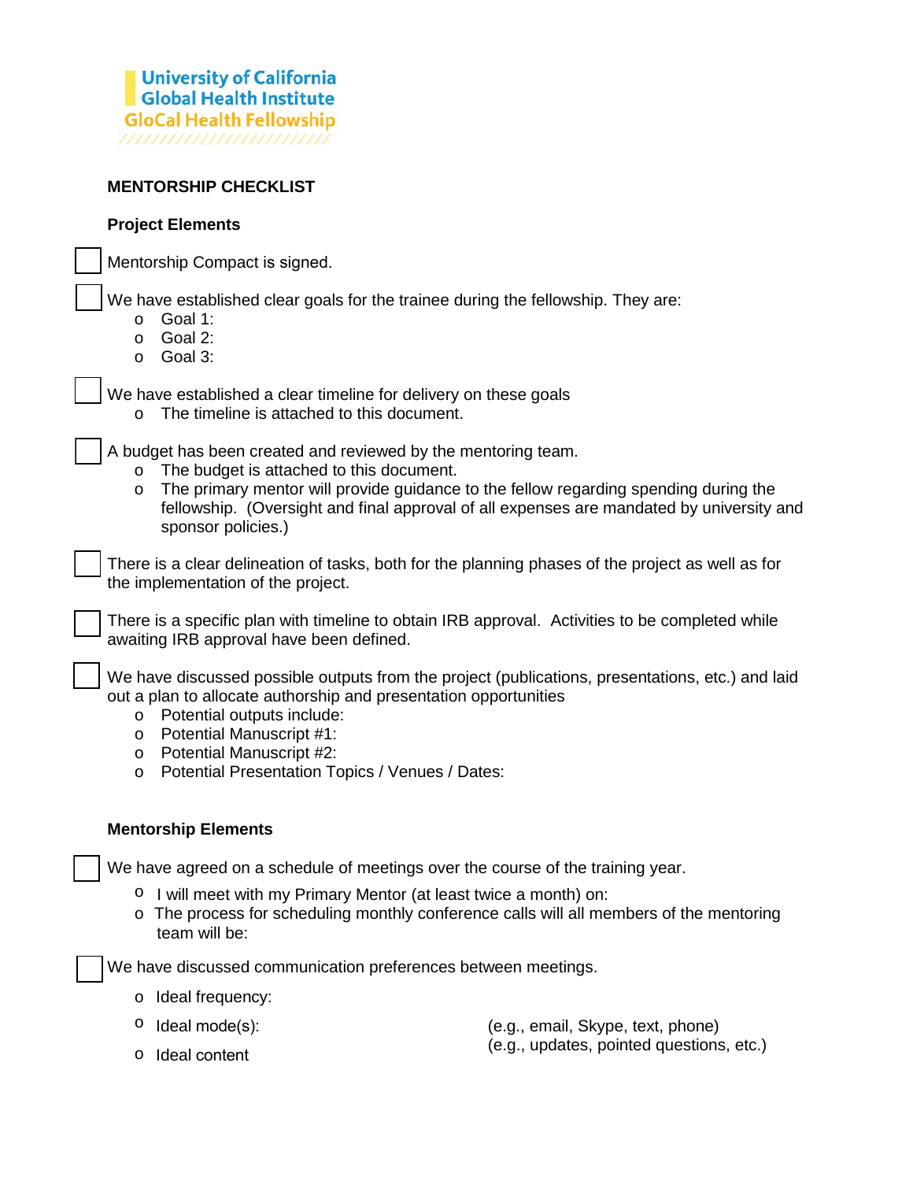University of California
Global Health Institute
GloCal Health Fellowship

## MENTORSHIP CHECKLIST

### Project Elements

☐ Mentorship Compact is signed.

☐ We have established clear goals for the trainee during the fellowship. They are:
- Goal 1:
- Goal 2:
- Goal 3:

☐ We have established a clear timeline for delivery on these goals
- The timeline is attached to this document.

☐ A budget has been created and reviewed by the mentoring team.
- The budget is attached to this document.
- The primary mentor will provide guidance to the fellow regarding spending during the fellowship. (Oversight and final approval of all expenses are mandated by university and sponsor policies.)

☐ There is a clear delineation of tasks, both for the planning phases of the project as well as for the implementation of the project.

☐ There is a specific plan with timeline to obtain IRB approval. Activities to be completed while awaiting IRB approval have been defined.

☐ We have discussed possible outputs from the project (publications, presentations, etc.) and laid out a plan to allocate authorship and presentation opportunities
- Potential outputs include:
- Potential Manuscript #1:
- Potential Manuscript #2:
- Potential Presentation Topics / Venues / Dates:

### Mentorship Elements

☐ We have agreed on a schedule of meetings over the course of the training year.
- I will meet with my Primary Mentor (at least twice a month) on:
- The process for scheduling monthly conference calls will all members of the mentoring team will be:

☐ We have discussed communication preferences between meetings.
- Ideal frequency:
- Ideal mode(s): (e.g., email, Skype, text, phone)
- Ideal content (e.g., updates, pointed questions, etc.)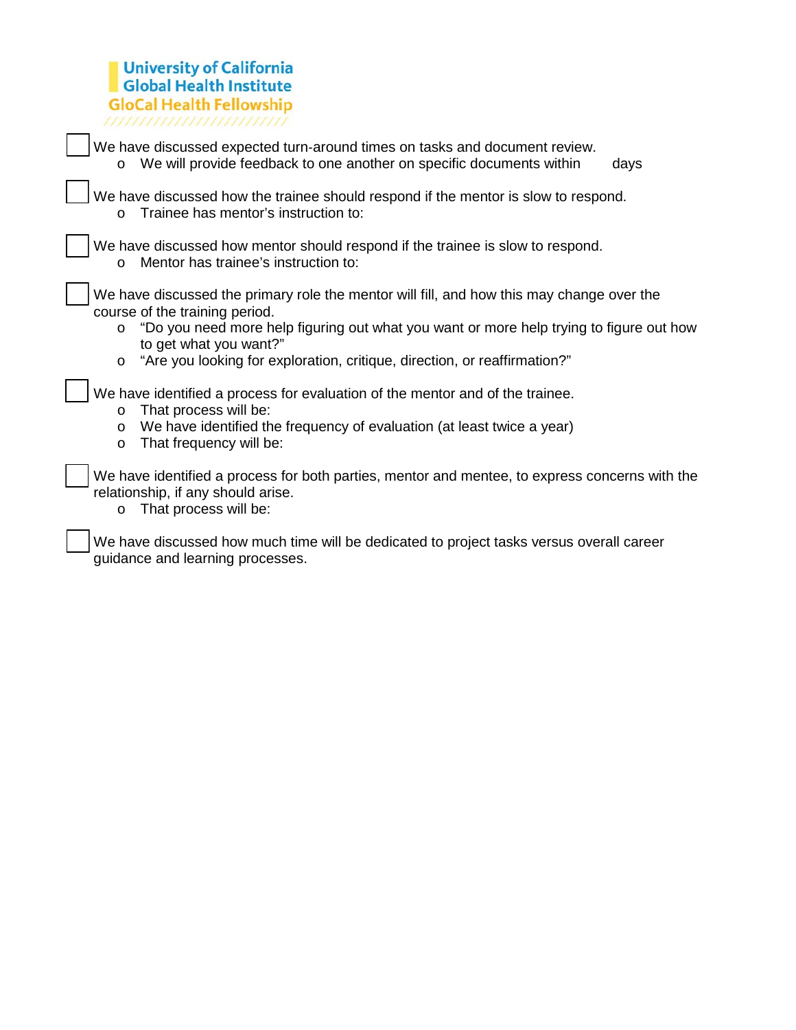University of California
Global Health Institute
GloCal Health Fellowship

- [ ] We have discussed expected turn-around times on tasks and document review.
    - We will provide feedback to one another on specific documents within days

- [ ] We have discussed how the trainee should respond if the mentor is slow to respond.
    - Trainee has mentor's instruction to:

- [ ] We have discussed how mentor should respond if the trainee is slow to respond.
    - Mentor has trainee's instruction to:

- [ ] We have discussed the primary role the mentor will fill, and how this may change over the course of the training period.
    - "Do you need more help figuring out what you want or more help trying to figure out how to get what you want?"
    - "Are you looking for exploration, critique, direction, or reaffirmation?"

- [ ] We have identified a process for evaluation of the mentor and of the trainee.
    - That process will be:
    - We have identified the frequency of evaluation (at least twice a year)
    - That frequency will be:

- [ ] We have identified a process for both parties, mentor and mentee, to express concerns with the relationship, if any should arise.
    - That process will be:

- [ ] We have discussed how much time will be dedicated to project tasks versus overall career guidance and learning processes.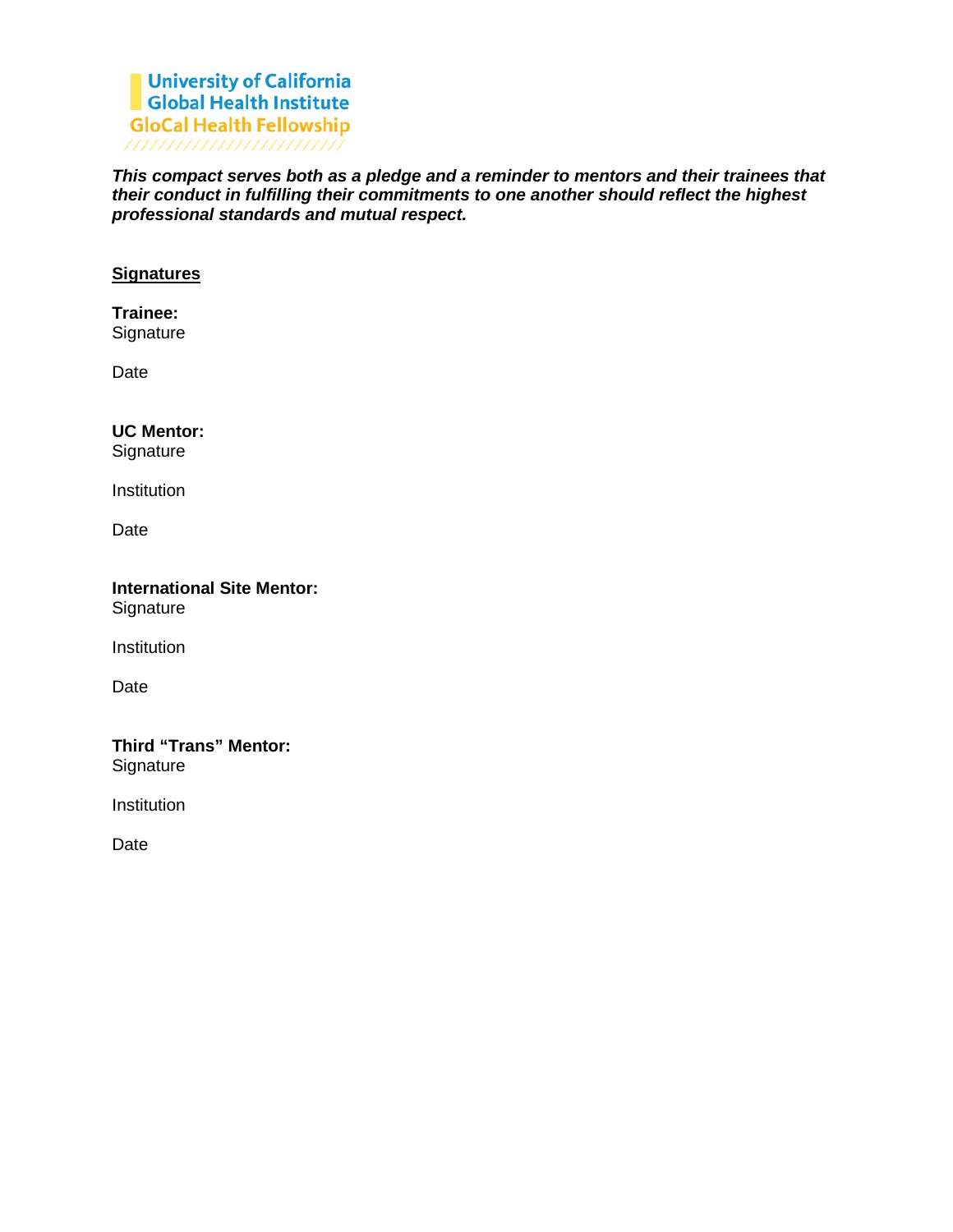University of California
Global Health Institute
GloCal Health Fellowship

***This compact serves both as a pledge and a reminder to mentors and their trainees that their conduct in fulfilling their commitments to one another should reflect the highest professional standards and mutual respect.***

**Signatures**

**Trainee:**
Signature

Date

**UC Mentor:**
Signature

Institution

Date

**International Site Mentor:**
Signature

Institution

Date

**Third “Trans” Mentor:**
Signature

Institution

Date